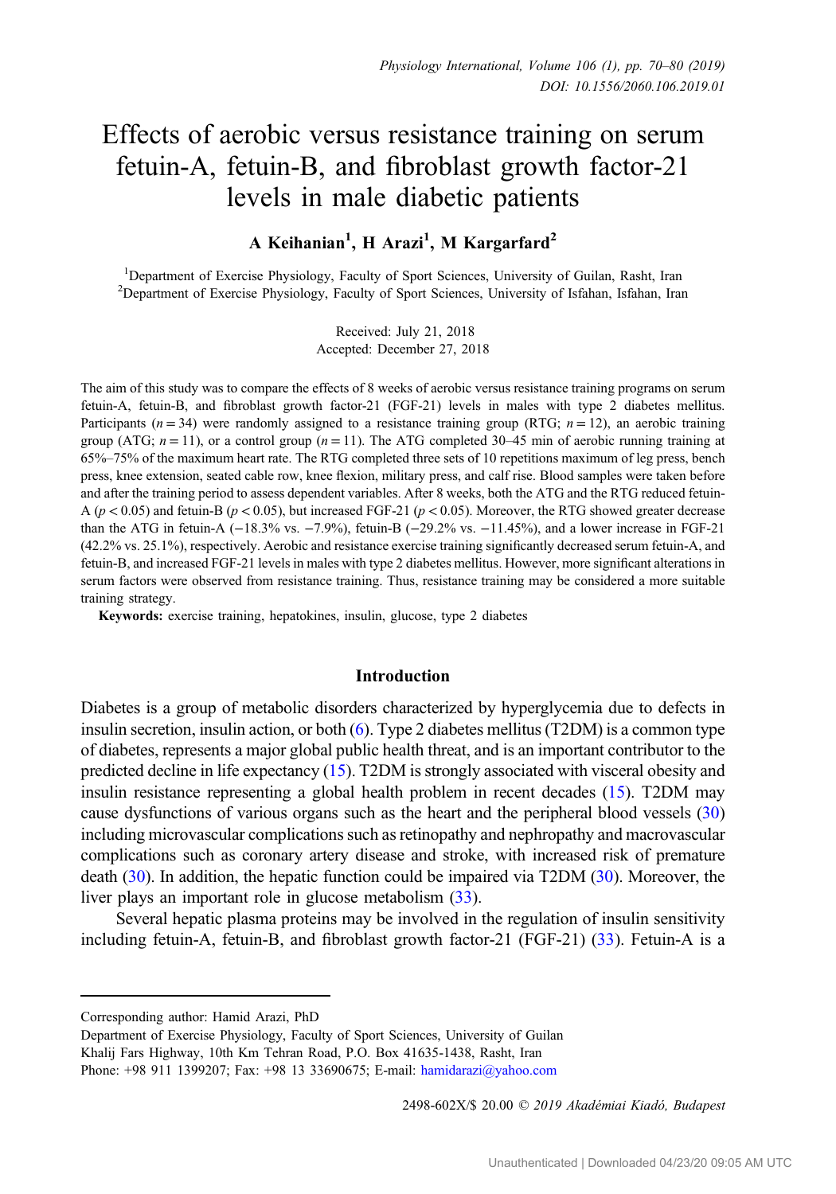# Effects of aerobic versus resistance training on serum fetuin-A, fetuin-B, and fibroblast growth factor-21 levels in male diabetic patients

**A Keihanian[1], H Arazi[1], M Kargarfard[2]**

[1]Department of Exercise Physiology, Faculty of Sport Sciences, University of Guilan, Rasht, Iran
[2]Department of Exercise Physiology, Faculty of Sport Sciences, University of Isfahan, Isfahan, Iran

Received: July 21, 2018
Accepted: December 27, 2018

The aim of this study was to compare the effects of 8 weeks of aerobic versus resistance training programs on serum fetuin-A, fetuin-B, and fibroblast growth factor-21 (FGF-21) levels in males with type 2 diabetes mellitus. Participants ($n = 34$) were randomly assigned to a resistance training group (RTG; $n = 12$), an aerobic training group (ATG; $n = 11$), or a control group ($n = 11$). The ATG completed 30–45 min of aerobic running training at 65%–75% of the maximum heart rate. The RTG completed three sets of 10 repetitions maximum of leg press, bench press, knee extension, seated cable row, knee flexion, military press, and calf rise. Blood samples were taken before and after the training period to assess dependent variables. After 8 weeks, both the ATG and the RTG reduced fetuin-A ($p < 0.05$) and fetuin-B ($p < 0.05$), but increased FGF-21 ($p < 0.05$). Moreover, the RTG showed greater decrease than the ATG in fetuin-A (−18.3% vs. −7.9%), fetuin-B (−29.2% vs. −11.45%), and a lower increase in FGF-21 (42.2% vs. 25.1%), respectively. Aerobic and resistance exercise training significantly decreased serum fetuin-A, and fetuin-B, and increased FGF-21 levels in males with type 2 diabetes mellitus. However, more significant alterations in serum factors were observed from resistance training. Thus, resistance training may be considered a more suitable training strategy.

**Keywords:** exercise training, hepatokines, insulin, glucose, type 2 diabetes

## Introduction

Diabetes is a group of metabolic disorders characterized by hyperglycemia due to defects in insulin secretion, insulin action, or both (6). Type 2 diabetes mellitus (T2DM) is a common type of diabetes, represents a major global public health threat, and is an important contributor to the predicted decline in life expectancy (15). T2DM is strongly associated with visceral obesity and insulin resistance representing a global health problem in recent decades (15). T2DM may cause dysfunctions of various organs such as the heart and the peripheral blood vessels (30) including microvascular complications such as retinopathy and nephropathy and macrovascular complications such as coronary artery disease and stroke, with increased risk of premature death (30). In addition, the hepatic function could be impaired via T2DM (30). Moreover, the liver plays an important role in glucose metabolism (33).

Several hepatic plasma proteins may be involved in the regulation of insulin sensitivity including fetuin-A, fetuin-B, and fibroblast growth factor-21 (FGF-21) (33). Fetuin-A is a

Corresponding author: Hamid Arazi, PhD
Department of Exercise Physiology, Faculty of Sport Sciences, University of Guilan
Khalij Fars Highway, 10th Km Tehran Road, P.O. Box 41635-1438, Rasht, Iran
Phone: +98 911 1399207; Fax: +98 13 33690675; E-mail: hamidarazi@yahoo.com

2498-602X/$ 20.00 © 2019 Akadémiai Kiadó, Budapest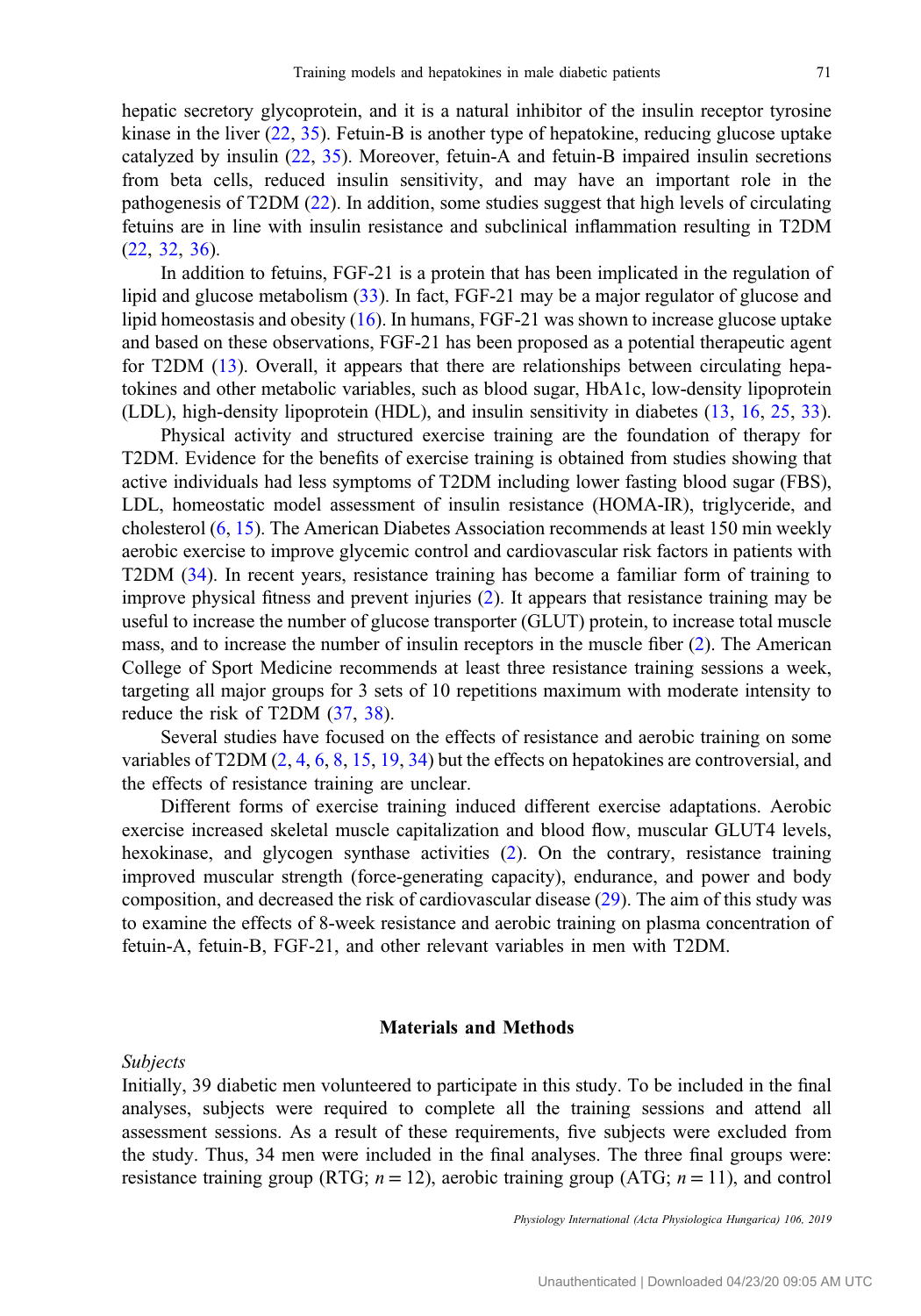hepatic secretory glycoprotein, and it is a natural inhibitor of the insulin receptor tyrosine kinase in the liver (22, 35). Fetuin-B is another type of hepatokine, reducing glucose uptake catalyzed by insulin (22, 35). Moreover, fetuin-A and fetuin-B impaired insulin secretions from beta cells, reduced insulin sensitivity, and may have an important role in the pathogenesis of T2DM (22). In addition, some studies suggest that high levels of circulating fetuins are in line with insulin resistance and subclinical inflammation resulting in T2DM (22, 32, 36).

In addition to fetuins, FGF-21 is a protein that has been implicated in the regulation of lipid and glucose metabolism (33). In fact, FGF-21 may be a major regulator of glucose and lipid homeostasis and obesity (16). In humans, FGF-21 was shown to increase glucose uptake and based on these observations, FGF-21 has been proposed as a potential therapeutic agent for T2DM (13). Overall, it appears that there are relationships between circulating hepatokines and other metabolic variables, such as blood sugar, HbA1c, low-density lipoprotein (LDL), high-density lipoprotein (HDL), and insulin sensitivity in diabetes (13, 16, 25, 33).

Physical activity and structured exercise training are the foundation of therapy for T2DM. Evidence for the benefits of exercise training is obtained from studies showing that active individuals had less symptoms of T2DM including lower fasting blood sugar (FBS), LDL, homeostatic model assessment of insulin resistance (HOMA-IR), triglyceride, and cholesterol (6, 15). The American Diabetes Association recommends at least 150 min weekly aerobic exercise to improve glycemic control and cardiovascular risk factors in patients with T2DM (34). In recent years, resistance training has become a familiar form of training to improve physical fitness and prevent injuries (2). It appears that resistance training may be useful to increase the number of glucose transporter (GLUT) protein, to increase total muscle mass, and to increase the number of insulin receptors in the muscle fiber (2). The American College of Sport Medicine recommends at least three resistance training sessions a week, targeting all major groups for 3 sets of 10 repetitions maximum with moderate intensity to reduce the risk of T2DM (37, 38).

Several studies have focused on the effects of resistance and aerobic training on some variables of T2DM (2, 4, 6, 8, 15, 19, 34) but the effects on hepatokines are controversial, and the effects of resistance training are unclear.

Different forms of exercise training induced different exercise adaptations. Aerobic exercise increased skeletal muscle capitalization and blood flow, muscular GLUT4 levels, hexokinase, and glycogen synthase activities (2). On the contrary, resistance training improved muscular strength (force-generating capacity), endurance, and power and body composition, and decreased the risk of cardiovascular disease (29). The aim of this study was to examine the effects of 8-week resistance and aerobic training on plasma concentration of fetuin-A, fetuin-B, FGF-21, and other relevant variables in men with T2DM.

## Materials and Methods

*Subjects*

Initially, 39 diabetic men volunteered to participate in this study. To be included in the final analyses, subjects were required to complete all the training sessions and attend all assessment sessions. As a result of these requirements, five subjects were excluded from the study. Thus, 34 men were included in the final analyses. The three final groups were: resistance training group (RTG; $n = 12$), aerobic training group (ATG; $n = 11$), and control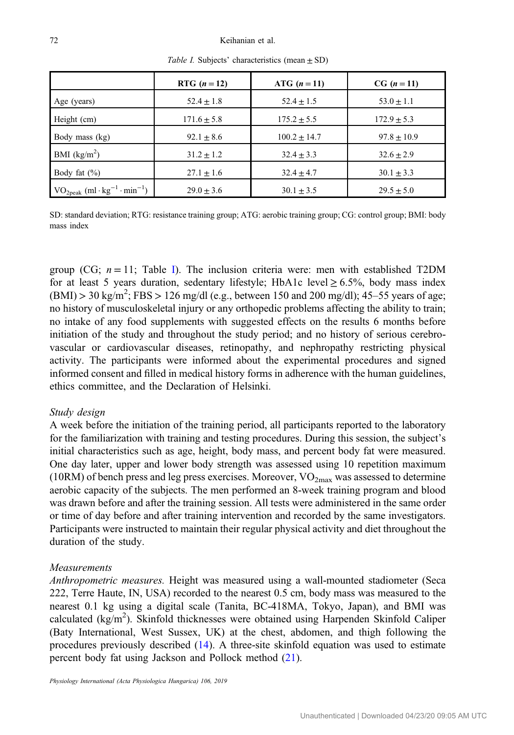*Table I.* Subjects' characteristics (mean ± SD)

| | RTG ($n = 12$) | ATG ($n = 11$) | CG ($n = 11$) |
|---|---|---|---|
| Age (years) | 52.4 ± 1.8 | 52.4 ± 1.5 | 53.0 ± 1.1 |
| Height (cm) | 171.6 ± 5.8 | 175.2 ± 5.5 | 172.9 ± 5.3 |
| Body mass (kg) | 92.1 ± 8.6 | 100.2 ± 14.7 | 97.8 ± 10.9 |
| BMI (kg/m$^2$) | 31.2 ± 1.2 | 32.4 ± 3.3 | 32.6 ± 2.9 |
| Body fat (%) | 27.1 ± 1.6 | 32.4 ± 4.7 | 30.1 ± 3.3 |
| $VO_{2peak}$ (ml · kg$^{-1}$ · min$^{-1}$) | 29.0 ± 3.6 | 30.1 ± 3.5 | 29.5 ± 5.0 |

SD: standard deviation; RTG: resistance training group; ATG: aerobic training group; CG: control group; BMI: body mass index

group (CG; $n = 11$; Table I). The inclusion criteria were: men with established T2DM for at least 5 years duration, sedentary lifestyle; HbA1c level ≥ 6.5%, body mass index (BMI) > 30 kg/m$^2$; FBS > 126 mg/dl (e.g., between 150 and 200 mg/dl); 45–55 years of age; no history of musculoskeletal injury or any orthopedic problems affecting the ability to train; no intake of any food supplements with suggested effects on the results 6 months before initiation of the study and throughout the study period; and no history of serious cerebrovascular or cardiovascular diseases, retinopathy, and nephropathy restricting physical activity. The participants were informed about the experimental procedures and signed informed consent and filled in medical history forms in adherence with the human guidelines, ethics committee, and the Declaration of Helsinki.

### *Study design*

A week before the initiation of the training period, all participants reported to the laboratory for the familiarization with training and testing procedures. During this session, the subject's initial characteristics such as age, height, body mass, and percent body fat were measured. One day later, upper and lower body strength was assessed using 10 repetition maximum (10RM) of bench press and leg press exercises. Moreover, $VO_{2max}$ was assessed to determine aerobic capacity of the subjects. The men performed an 8-week training program and blood was drawn before and after the training session. All tests were administered in the same order or time of day before and after training intervention and recorded by the same investigators. Participants were instructed to maintain their regular physical activity and diet throughout the duration of the study.

### *Measurements*

*Anthropometric measures.* Height was measured using a wall-mounted stadiometer (Seca 222, Terre Haute, IN, USA) recorded to the nearest 0.5 cm, body mass was measured to the nearest 0.1 kg using a digital scale (Tanita, BC-418MA, Tokyo, Japan), and BMI was calculated (kg/m$^2$). Skinfold thicknesses were obtained using Harpenden Skinfold Caliper (Baty International, West Sussex, UK) at the chest, abdomen, and thigh following the procedures previously described (14). A three-site skinfold equation was used to estimate percent body fat using Jackson and Pollock method (21).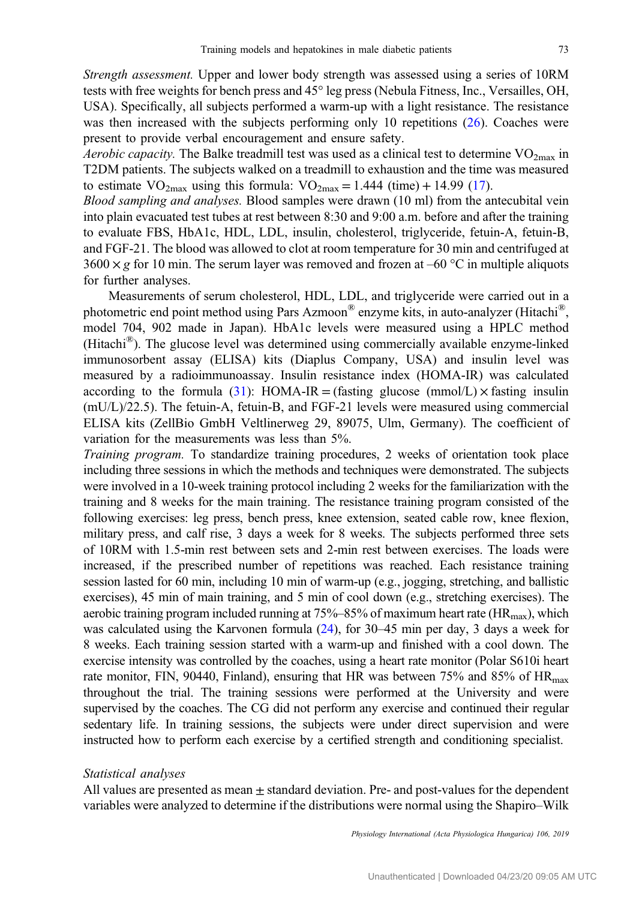*Strength assessment.* Upper and lower body strength was assessed using a series of 10RM tests with free weights for bench press and 45° leg press (Nebula Fitness, Inc., Versailles, OH, USA). Specifically, all subjects performed a warm-up with a light resistance. The resistance was then increased with the subjects performing only 10 repetitions (26). Coaches were present to provide verbal encouragement and ensure safety.

*Aerobic capacity.* The Balke treadmill test was used as a clinical test to determine $VO_{2max}$ in T2DM patients. The subjects walked on a treadmill to exhaustion and the time was measured to estimate $VO_{2max}$ using this formula: $VO_{2max} = 1.444\ (\text{time}) + 14.99$ (17).

*Blood sampling and analyses.* Blood samples were drawn (10 ml) from the antecubital vein into plain evacuated test tubes at rest between 8:30 and 9:00 a.m. before and after the training to evaluate FBS, HbA1c, HDL, LDL, insulin, cholesterol, triglyceride, fetuin-A, fetuin-B, and FGF-21. The blood was allowed to clot at room temperature for 30 min and centrifuged at $3600 \times g$ for 10 min. The serum layer was removed and frozen at –60 °C in multiple aliquots for further analyses.

Measurements of serum cholesterol, HDL, LDL, and triglyceride were carried out in a photometric end point method using Pars Azmoon® enzyme kits, in auto-analyzer (Hitachi®, model 704, 902 made in Japan). HbA1c levels were measured using a HPLC method (Hitachi®). The glucose level was determined using commercially available enzyme-linked immunosorbent assay (ELISA) kits (Diaplus Company, USA) and insulin level was measured by a radioimmunoassay. Insulin resistance index (HOMA-IR) was calculated according to the formula (31): HOMA-IR = (fasting glucose (mmol/L) $\times$ fasting insulin (mU/L)/22.5). The fetuin-A, fetuin-B, and FGF-21 levels were measured using commercial ELISA kits (ZellBio GmbH Veltlinerweg 29, 89075, Ulm, Germany). The coefficient of variation for the measurements was less than 5%.

*Training program.* To standardize training procedures, 2 weeks of orientation took place including three sessions in which the methods and techniques were demonstrated. The subjects were involved in a 10-week training protocol including 2 weeks for the familiarization with the training and 8 weeks for the main training. The resistance training program consisted of the following exercises: leg press, bench press, knee extension, seated cable row, knee flexion, military press, and calf rise, 3 days a week for 8 weeks. The subjects performed three sets of 10RM with 1.5-min rest between sets and 2-min rest between exercises. The loads were increased, if the prescribed number of repetitions was reached. Each resistance training session lasted for 60 min, including 10 min of warm-up (e.g., jogging, stretching, and ballistic exercises), 45 min of main training, and 5 min of cool down (e.g., stretching exercises). The aerobic training program included running at 75%–85% of maximum heart rate ($HR_{max}$), which was calculated using the Karvonen formula (24), for 30–45 min per day, 3 days a week for 8 weeks. Each training session started with a warm-up and finished with a cool down. The exercise intensity was controlled by the coaches, using a heart rate monitor (Polar S610i heart rate monitor, FIN, 90440, Finland), ensuring that HR was between 75% and 85% of $HR_{max}$ throughout the trial. The training sessions were performed at the University and were supervised by the coaches. The CG did not perform any exercise and continued their regular sedentary life. In training sessions, the subjects were under direct supervision and were instructed how to perform each exercise by a certified strength and conditioning specialist.

### Statistical analyses

All values are presented as mean ± standard deviation. Pre- and post-values for the dependent variables were analyzed to determine if the distributions were normal using the Shapiro–Wilk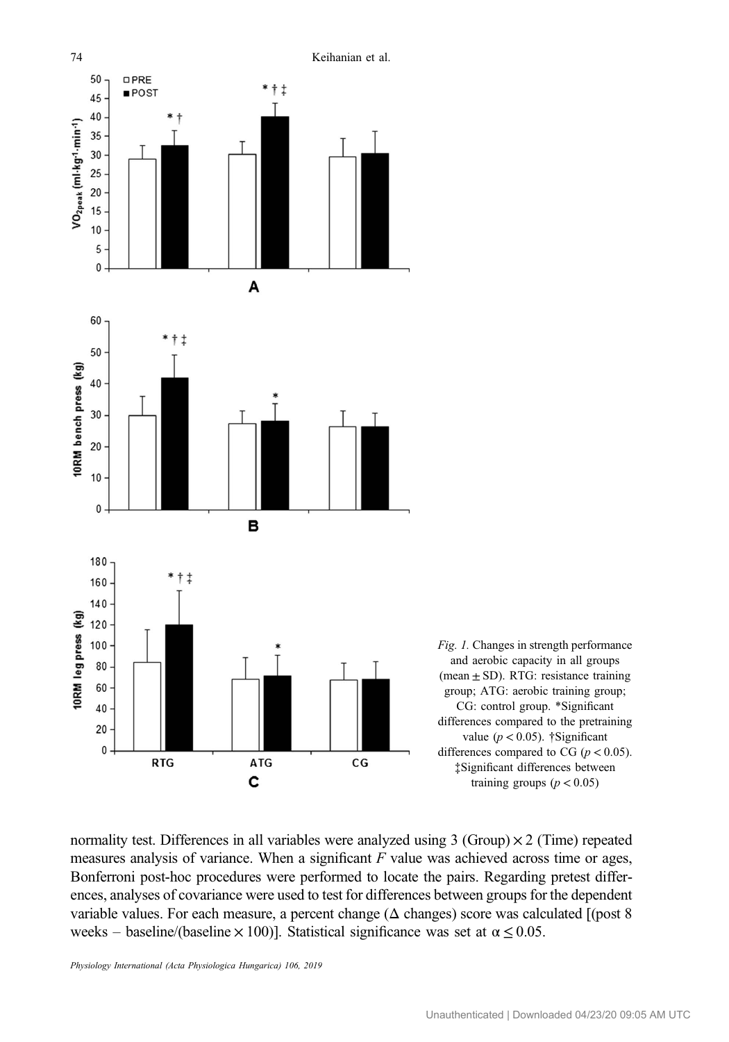*Fig. 1.* Changes in strength performance and aerobic capacity in all groups (mean ± SD). RTG: resistance training group; ATG: aerobic training group; CG: control group. *Significant differences compared to the pretraining value ($p < 0.05$). †Significant differences compared to CG ($p < 0.05$). ‡Significant differences between training groups ($p < 0.05$)

normality test. Differences in all variables were analyzed using 3 (Group) × 2 (Time) repeated measures analysis of variance. When a significant $F$ value was achieved across time or ages, Bonferroni post-hoc procedures were performed to locate the pairs. Regarding pretest differences, analyses of covariance were used to test for differences between groups for the dependent variable values. For each measure, a percent change (Δ changes) score was calculated [(post 8 weeks – baseline/(baseline × 100)]. Statistical significance was set at $\alpha \leq 0.05$.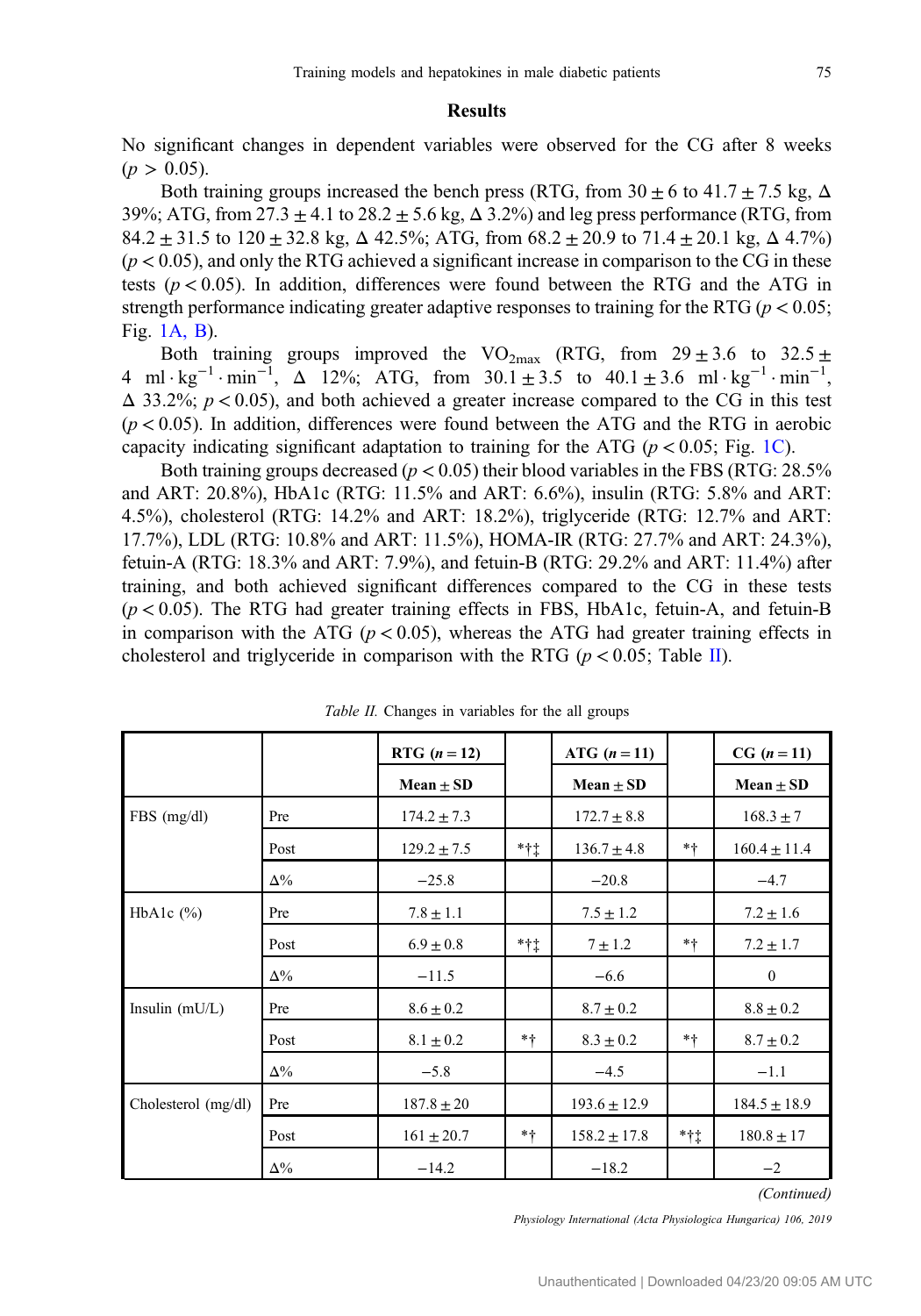## Results

No significant changes in dependent variables were observed for the CG after 8 weeks ($p > 0.05$).

Both training groups increased the bench press (RTG, from $30 \pm 6$ to $41.7 \pm 7.5$ kg, Δ 39%; ATG, from $27.3 \pm 4.1$ to $28.2 \pm 5.6$ kg, Δ 3.2%) and leg press performance (RTG, from $84.2 \pm 31.5$ to $120 \pm 32.8$ kg, Δ 42.5%; ATG, from $68.2 \pm 20.9$ to $71.4 \pm 20.1$ kg, Δ 4.7%) ($p < 0.05$), and only the RTG achieved a significant increase in comparison to the CG in these tests ($p < 0.05$). In addition, differences were found between the RTG and the ATG in strength performance indicating greater adaptive responses to training for the RTG ($p < 0.05$; Fig. 1A, B).

Both training groups improved the $VO_{2max}$ (RTG, from $29 \pm 3.6$ to $32.5 \pm 4$ $ml \cdot kg^{-1} \cdot min^{-1}$, Δ 12%; ATG, from $30.1 \pm 3.5$ to $40.1 \pm 3.6$ $ml \cdot kg^{-1} \cdot min^{-1}$, Δ 33.2%; $p < 0.05$), and both achieved a greater increase compared to the CG in this test ($p < 0.05$). In addition, differences were found between the ATG and the RTG in aerobic capacity indicating significant adaptation to training for the ATG ($p < 0.05$; Fig. 1C).

Both training groups decreased ($p < 0.05$) their blood variables in the FBS (RTG: 28.5% and ART: 20.8%), HbA1c (RTG: 11.5% and ART: 6.6%), insulin (RTG: 5.8% and ART: 4.5%), cholesterol (RTG: 14.2% and ART: 18.2%), triglyceride (RTG: 12.7% and ART: 17.7%), LDL (RTG: 10.8% and ART: 11.5%), HOMA-IR (RTG: 27.7% and ART: 24.3%), fetuin-A (RTG: 18.3% and ART: 7.9%), and fetuin-B (RTG: 29.2% and ART: 11.4%) after training, and both achieved significant differences compared to the CG in these tests ($p < 0.05$). The RTG had greater training effects in FBS, HbA1c, fetuin-A, and fetuin-B in comparison with the ATG ($p < 0.05$), whereas the ATG had greater training effects in cholesterol and triglyceride in comparison with the RTG ($p < 0.05$; Table II).

*Table II.* Changes in variables for the all groups

| | | RTG ($n = 12$) | | ATG ($n = 11$) | | CG ($n = 11$) |
|---|---|---|---|---|---|---|
| | | **Mean ± SD** | | **Mean ± SD** | | **Mean ± SD** |
| FBS (mg/dl) | Pre | 174.2 ± 7.3 | | 172.7 ± 8.8 | | 168.3 ± 7 |
| | Post | 129.2 ± 7.5 | *†‡ | 136.7 ± 4.8 | *† | 160.4 ± 11.4 |
| | Δ% | −25.8 | | −20.8 | | −4.7 |
| HbA1c (%) | Pre | 7.8 ± 1.1 | | 7.5 ± 1.2 | | 7.2 ± 1.6 |
| | Post | 6.9 ± 0.8 | *†‡ | 7 ± 1.2 | *† | 7.2 ± 1.7 |
| | Δ% | −11.5 | | −6.6 | | 0 |
| Insulin (mU/L) | Pre | 8.6 ± 0.2 | | 8.7 ± 0.2 | | 8.8 ± 0.2 |
| | Post | 8.1 ± 0.2 | *† | 8.3 ± 0.2 | *† | 8.7 ± 0.2 |
| | Δ% | −5.8 | | −4.5 | | −1.1 |
| Cholesterol (mg/dl) | Pre | 187.8 ± 20 | | 193.6 ± 12.9 | | 184.5 ± 18.9 |
| | Post | 161 ± 20.7 | *† | 158.2 ± 17.8 | *†‡ | 180.8 ± 17 |
| | Δ% | −14.2 | | −18.2 | | −2 |

*(Continued)*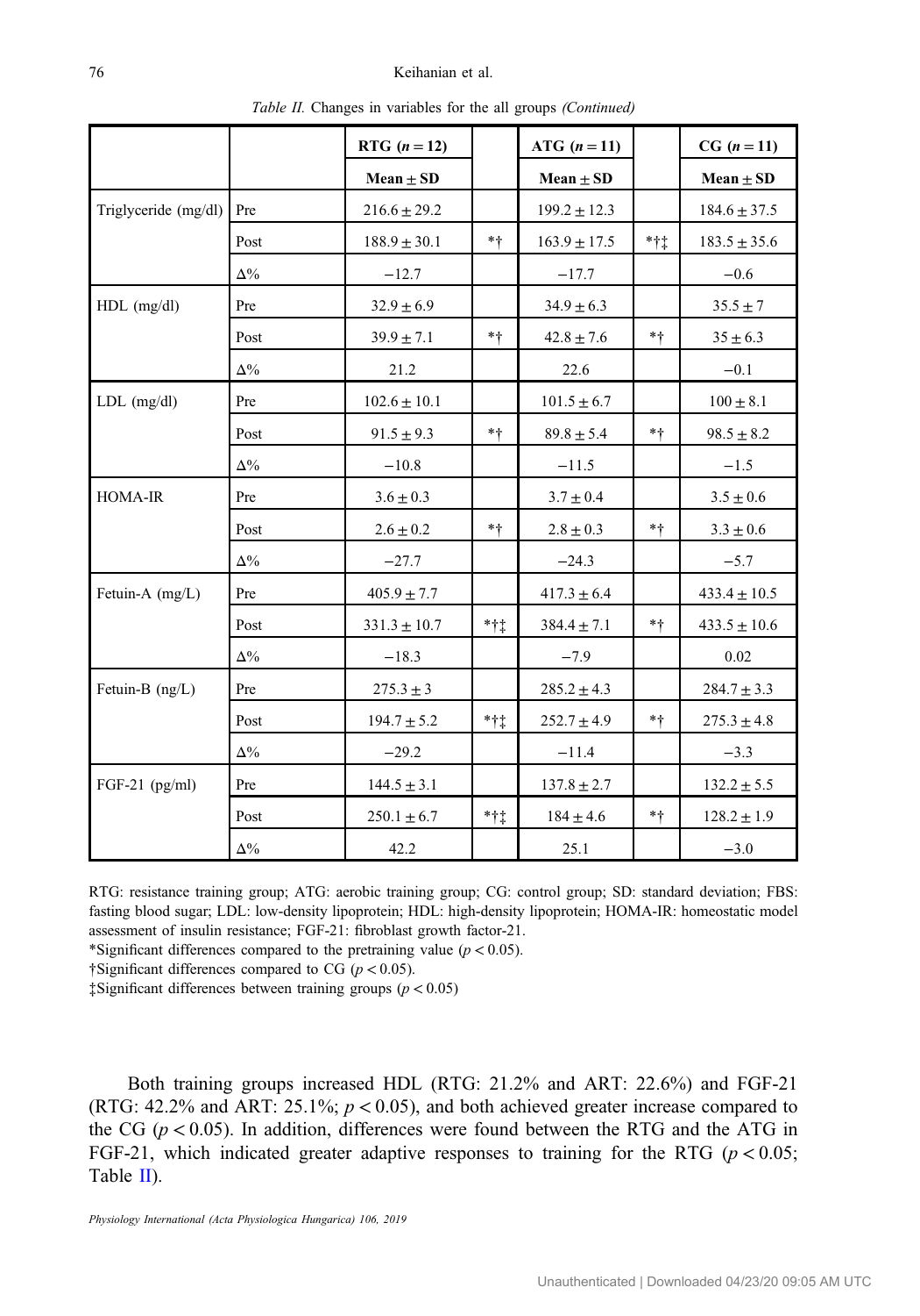*Table II.* Changes in variables for the all groups *(Continued)*

| | | RTG ($n = 12$) | | ATG ($n = 11$) | | CG ($n = 11$) |
|---|---|---|---|---|---|---|
| | | Mean ± SD | | Mean ± SD | | Mean ± SD |
| Triglyceride (mg/dl) | Pre | 216.6 ± 29.2 | | 199.2 ± 12.3 | | 184.6 ± 37.5 |
| | Post | 188.9 ± 30.1 | *† | 163.9 ± 17.5 | *†‡ | 183.5 ± 35.6 |
| | Δ% | −12.7 | | −17.7 | | −0.6 |
| HDL (mg/dl) | Pre | 32.9 ± 6.9 | | 34.9 ± 6.3 | | 35.5 ± 7 |
| | Post | 39.9 ± 7.1 | *† | 42.8 ± 7.6 | *† | 35 ± 6.3 |
| | Δ% | 21.2 | | 22.6 | | −0.1 |
| LDL (mg/dl) | Pre | 102.6 ± 10.1 | | 101.5 ± 6.7 | | 100 ± 8.1 |
| | Post | 91.5 ± 9.3 | *† | 89.8 ± 5.4 | *† | 98.5 ± 8.2 |
| | Δ% | −10.8 | | −11.5 | | −1.5 |
| HOMA-IR | Pre | 3.6 ± 0.3 | | 3.7 ± 0.4 | | 3.5 ± 0.6 |
| | Post | 2.6 ± 0.2 | *† | 2.8 ± 0.3 | *† | 3.3 ± 0.6 |
| | Δ% | −27.7 | | −24.3 | | −5.7 |
| Fetuin-A (mg/L) | Pre | 405.9 ± 7.7 | | 417.3 ± 6.4 | | 433.4 ± 10.5 |
| | Post | 331.3 ± 10.7 | *†‡ | 384.4 ± 7.1 | *† | 433.5 ± 10.6 |
| | Δ% | −18.3 | | −7.9 | | 0.02 |
| Fetuin-B (ng/L) | Pre | 275.3 ± 3 | | 285.2 ± 4.3 | | 284.7 ± 3.3 |
| | Post | 194.7 ± 5.2 | *†‡ | 252.7 ± 4.9 | *† | 275.3 ± 4.8 |
| | Δ% | −29.2 | | −11.4 | | −3.3 |
| FGF-21 (pg/ml) | Pre | 144.5 ± 3.1 | | 137.8 ± 2.7 | | 132.2 ± 5.5 |
| | Post | 250.1 ± 6.7 | *†‡ | 184 ± 4.6 | *† | 128.2 ± 1.9 |
| | Δ% | 42.2 | | 25.1 | | −3.0 |

RTG: resistance training group; ATG: aerobic training group; CG: control group; SD: standard deviation; FBS: fasting blood sugar; LDL: low-density lipoprotein; HDL: high-density lipoprotein; HOMA-IR: homeostatic model assessment of insulin resistance; FGF-21: fibroblast growth factor-21.

*Significant differences compared to the pretraining value ($p < 0.05$).

†Significant differences compared to CG ($p < 0.05$).

‡Significant differences between training groups ($p < 0.05$)

Both training groups increased HDL (RTG: 21.2% and ART: 22.6%) and FGF-21 (RTG: 42.2% and ART: 25.1%; $p < 0.05$), and both achieved greater increase compared to the CG ($p < 0.05$). In addition, differences were found between the RTG and the ATG in FGF-21, which indicated greater adaptive responses to training for the RTG ($p < 0.05$; Table II).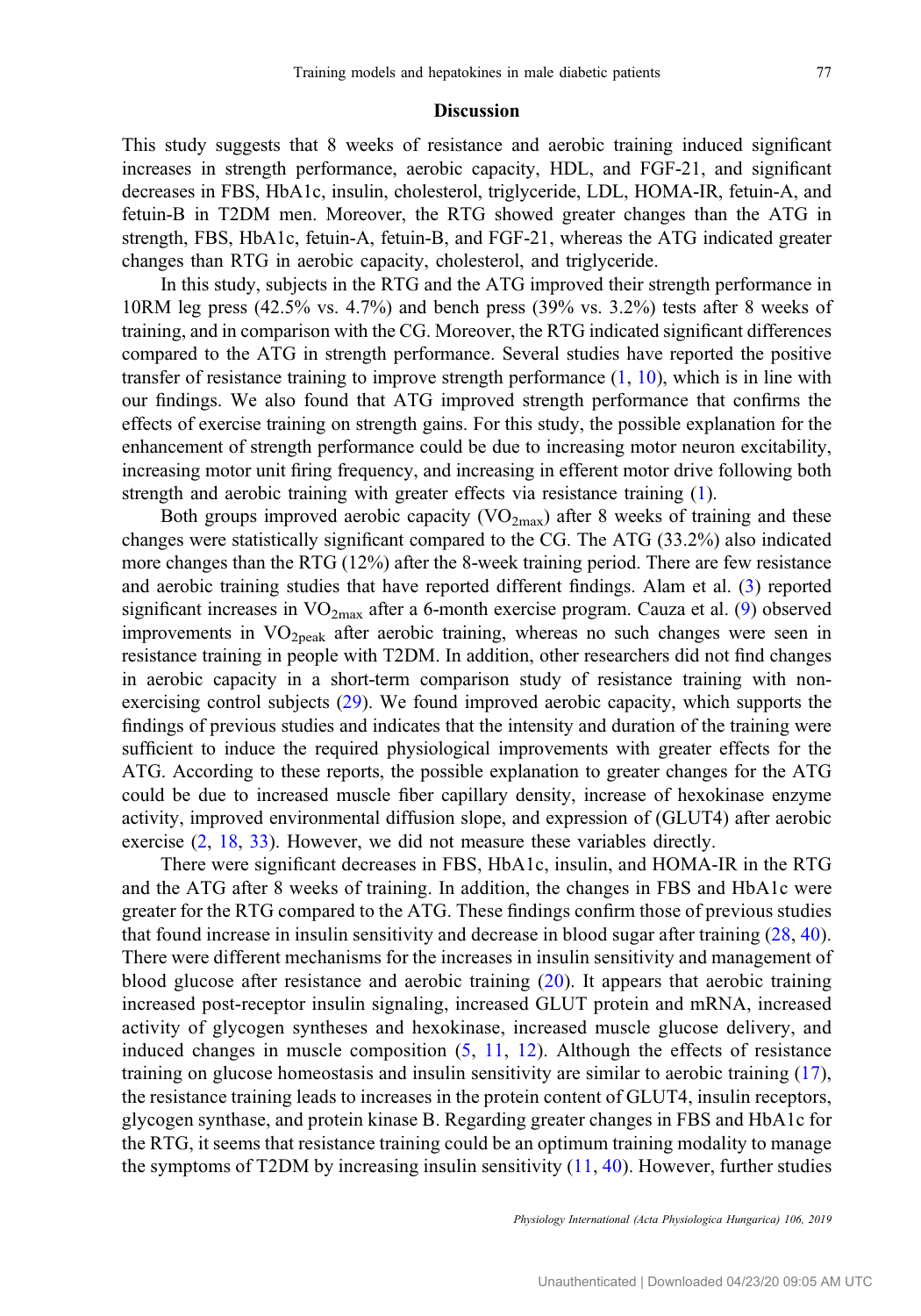## Discussion

This study suggests that 8 weeks of resistance and aerobic training induced significant increases in strength performance, aerobic capacity, HDL, and FGF-21, and significant decreases in FBS, HbA1c, insulin, cholesterol, triglyceride, LDL, HOMA-IR, fetuin-A, and fetuin-B in T2DM men. Moreover, the RTG showed greater changes than the ATG in strength, FBS, HbA1c, fetuin-A, fetuin-B, and FGF-21, whereas the ATG indicated greater changes than RTG in aerobic capacity, cholesterol, and triglyceride.

In this study, subjects in the RTG and the ATG improved their strength performance in 10RM leg press (42.5% vs. 4.7%) and bench press (39% vs. 3.2%) tests after 8 weeks of training, and in comparison with the CG. Moreover, the RTG indicated significant differences compared to the ATG in strength performance. Several studies have reported the positive transfer of resistance training to improve strength performance (1, 10), which is in line with our findings. We also found that ATG improved strength performance that confirms the effects of exercise training on strength gains. For this study, the possible explanation for the enhancement of strength performance could be due to increasing motor neuron excitability, increasing motor unit firing frequency, and increasing in efferent motor drive following both strength and aerobic training with greater effects via resistance training (1).

Both groups improved aerobic capacity ($VO_{2max}$) after 8 weeks of training and these changes were statistically significant compared to the CG. The ATG (33.2%) also indicated more changes than the RTG (12%) after the 8-week training period. There are few resistance and aerobic training studies that have reported different findings. Alam et al. (3) reported significant increases in $VO_{2max}$ after a 6-month exercise program. Cauza et al. (9) observed improvements in $VO_{2peak}$ after aerobic training, whereas no such changes were seen in resistance training in people with T2DM. In addition, other researchers did not find changes in aerobic capacity in a short-term comparison study of resistance training with non-exercising control subjects (29). We found improved aerobic capacity, which supports the findings of previous studies and indicates that the intensity and duration of the training were sufficient to induce the required physiological improvements with greater effects for the ATG. According to these reports, the possible explanation to greater changes for the ATG could be due to increased muscle fiber capillary density, increase of hexokinase enzyme activity, improved environmental diffusion slope, and expression of (GLUT4) after aerobic exercise (2, 18, 33). However, we did not measure these variables directly.

There were significant decreases in FBS, HbA1c, insulin, and HOMA-IR in the RTG and the ATG after 8 weeks of training. In addition, the changes in FBS and HbA1c were greater for the RTG compared to the ATG. These findings confirm those of previous studies that found increase in insulin sensitivity and decrease in blood sugar after training (28, 40). There were different mechanisms for the increases in insulin sensitivity and management of blood glucose after resistance and aerobic training (20). It appears that aerobic training increased post-receptor insulin signaling, increased GLUT protein and mRNA, increased activity of glycogen syntheses and hexokinase, increased muscle glucose delivery, and induced changes in muscle composition (5, 11, 12). Although the effects of resistance training on glucose homeostasis and insulin sensitivity are similar to aerobic training (17), the resistance training leads to increases in the protein content of GLUT4, insulin receptors, glycogen synthase, and protein kinase B. Regarding greater changes in FBS and HbA1c for the RTG, it seems that resistance training could be an optimum training modality to manage the symptoms of T2DM by increasing insulin sensitivity (11, 40). However, further studies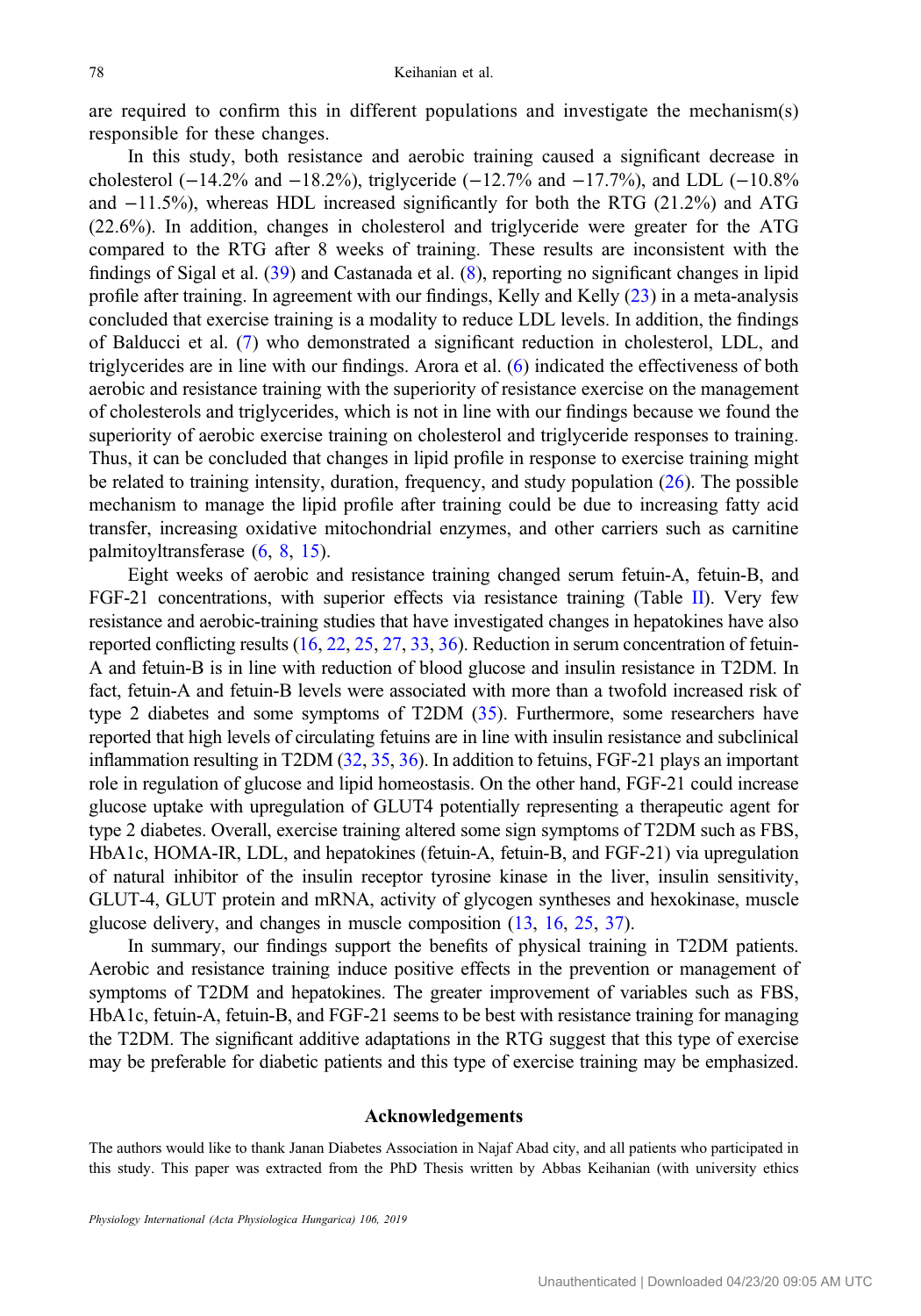are required to confirm this in different populations and investigate the mechanism(s) responsible for these changes.

In this study, both resistance and aerobic training caused a significant decrease in cholesterol (−14.2% and −18.2%), triglyceride (−12.7% and −17.7%), and LDL (−10.8% and −11.5%), whereas HDL increased significantly for both the RTG (21.2%) and ATG (22.6%). In addition, changes in cholesterol and triglyceride were greater for the ATG compared to the RTG after 8 weeks of training. These results are inconsistent with the findings of Sigal et al. (39) and Castanada et al. (8), reporting no significant changes in lipid profile after training. In agreement with our findings, Kelly and Kelly (23) in a meta-analysis concluded that exercise training is a modality to reduce LDL levels. In addition, the findings of Balducci et al. (7) who demonstrated a significant reduction in cholesterol, LDL, and triglycerides are in line with our findings. Arora et al. (6) indicated the effectiveness of both aerobic and resistance training with the superiority of resistance exercise on the management of cholesterols and triglycerides, which is not in line with our findings because we found the superiority of aerobic exercise training on cholesterol and triglyceride responses to training. Thus, it can be concluded that changes in lipid profile in response to exercise training might be related to training intensity, duration, frequency, and study population (26). The possible mechanism to manage the lipid profile after training could be due to increasing fatty acid transfer, increasing oxidative mitochondrial enzymes, and other carriers such as carnitine palmitoyltransferase (6, 8, 15).

Eight weeks of aerobic and resistance training changed serum fetuin-A, fetuin-B, and FGF-21 concentrations, with superior effects via resistance training (Table II). Very few resistance and aerobic-training studies that have investigated changes in hepatokines have also reported conflicting results (16, 22, 25, 27, 33, 36). Reduction in serum concentration of fetuin-A and fetuin-B is in line with reduction of blood glucose and insulin resistance in T2DM. In fact, fetuin-A and fetuin-B levels were associated with more than a twofold increased risk of type 2 diabetes and some symptoms of T2DM (35). Furthermore, some researchers have reported that high levels of circulating fetuins are in line with insulin resistance and subclinical inflammation resulting in T2DM (32, 35, 36). In addition to fetuins, FGF-21 plays an important role in regulation of glucose and lipid homeostasis. On the other hand, FGF-21 could increase glucose uptake with upregulation of GLUT4 potentially representing a therapeutic agent for type 2 diabetes. Overall, exercise training altered some sign symptoms of T2DM such as FBS, HbA1c, HOMA-IR, LDL, and hepatokines (fetuin-A, fetuin-B, and FGF-21) via upregulation of natural inhibitor of the insulin receptor tyrosine kinase in the liver, insulin sensitivity, GLUT-4, GLUT protein and mRNA, activity of glycogen syntheses and hexokinase, muscle glucose delivery, and changes in muscle composition (13, 16, 25, 37).

In summary, our findings support the benefits of physical training in T2DM patients. Aerobic and resistance training induce positive effects in the prevention or management of symptoms of T2DM and hepatokines. The greater improvement of variables such as FBS, HbA1c, fetuin-A, fetuin-B, and FGF-21 seems to be best with resistance training for managing the T2DM. The significant additive adaptations in the RTG suggest that this type of exercise may be preferable for diabetic patients and this type of exercise training may be emphasized.

## Acknowledgements

The authors would like to thank Janan Diabetes Association in Najaf Abad city, and all patients who participated in this study. This paper was extracted from the PhD Thesis written by Abbas Keihanian (with university ethics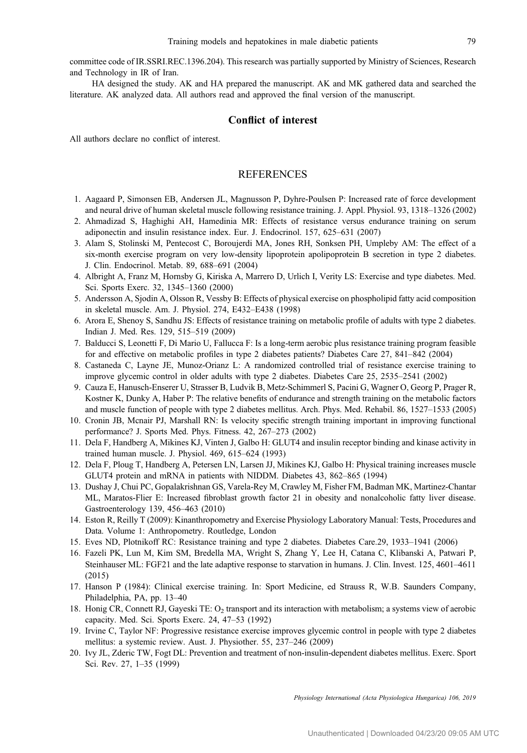committee code of IR.SSRI.REC.1396.204). This research was partially supported by Ministry of Sciences, Research and Technology in IR of Iran.

HA designed the study. AK and HA prepared the manuscript. AK and MK gathered data and searched the literature. AK analyzed data. All authors read and approved the final version of the manuscript.

## Conflict of interest

All authors declare no conflict of interest.

## REFERENCES

1. Aagaard P, Simonsen EB, Andersen JL, Magnusson P, Dyhre-Poulsen P: Increased rate of force development and neural drive of human skeletal muscle following resistance training. J. Appl. Physiol. 93, 1318–1326 (2002)
2. Ahmadizad S, Haghighi AH, Hamedinia MR: Effects of resistance versus endurance training on serum adiponectin and insulin resistance index. Eur. J. Endocrinol. 157, 625–631 (2007)
3. Alam S, Stolinski M, Pentecost C, Boroujerdi MA, Jones RH, Sonksen PH, Umpleby AM: The effect of a six-month exercise program on very low-density lipoprotein apolipoprotein B secretion in type 2 diabetes. J. Clin. Endocrinol. Metab. 89, 688–691 (2004)
4. Albright A, Franz M, Hornsby G, Kiriska A, Marrero D, Urlich I, Verity LS: Exercise and type diabetes. Med. Sci. Sports Exerc. 32, 1345–1360 (2000)
5. Andersson A, Sjodin A, Olsson R, Vessby B: Effects of physical exercise on phospholipid fatty acid composition in skeletal muscle. Am. J. Physiol. 274, E432–E438 (1998)
6. Arora E, Shenoy S, Sandhu JS: Effects of resistance training on metabolic profile of adults with type 2 diabetes. Indian J. Med. Res. 129, 515–519 (2009)
7. Balducci S, Leonetti F, Di Mario U, Fallucca F: Is a long-term aerobic plus resistance training program feasible for and effective on metabolic profiles in type 2 diabetes patients? Diabetes Care 27, 841–842 (2004)
8. Castaneda C, Layne JE, Munoz-Orianz L: A randomized controlled trial of resistance exercise training to improve glycemic control in older adults with type 2 diabetes. Diabetes Care 25, 2535–2541 (2002)
9. Cauza E, Hanusch-Enserer U, Strasser B, Ludvik B, Metz-Schimmerl S, Pacini G, Wagner O, Georg P, Prager R, Kostner K, Dunky A, Haber P: The relative benefits of endurance and strength training on the metabolic factors and muscle function of people with type 2 diabetes mellitus. Arch. Phys. Med. Rehabil. 86, 1527–1533 (2005)
10. Cronin JB, Mcnair PJ, Marshall RN: Is velocity specific strength training important in improving functional performance? J. Sports Med. Phys. Fitness. 42, 267–273 (2002)
11. Dela F, Handberg A, Mikines KJ, Vinten J, Galbo H: GLUT4 and insulin receptor binding and kinase activity in trained human muscle. J. Physiol. 469, 615–624 (1993)
12. Dela F, Ploug T, Handberg A, Petersen LN, Larsen JJ, Mikines KJ, Galbo H: Physical training increases muscle GLUT4 protein and mRNA in patients with NIDDM. Diabetes 43, 862–865 (1994)
13. Dushay J, Chui PC, Gopalakrishnan GS, Varela-Rey M, Crawley M, Fisher FM, Badman MK, Martinez-Chantar ML, Maratos-Flier E: Increased fibroblast growth factor 21 in obesity and nonalcoholic fatty liver disease. Gastroenterology 139, 456–463 (2010)
14. Eston R, Reilly T (2009): Kinanthropometry and Exercise Physiology Laboratory Manual: Tests, Procedures and Data. Volume 1: Anthropometry. Routledge, London
15. Eves ND, Plotnikoff RC: Resistance training and type 2 diabetes. Diabetes Care.29, 1933–1941 (2006)
16. Fazeli PK, Lun M, Kim SM, Bredella MA, Wright S, Zhang Y, Lee H, Catana C, Klibanski A, Patwari P, Steinhauser ML: FGF21 and the late adaptive response to starvation in humans. J. Clin. Invest. 125, 4601–4611 (2015)
17. Hanson P (1984): Clinical exercise training. In: Sport Medicine, ed Strauss R, W.B. Saunders Company, Philadelphia, PA, pp. 13–40
18. Honig CR, Connett RJ, Gayeski TE: $O_2$ transport and its interaction with metabolism; a systems view of aerobic capacity. Med. Sci. Sports Exerc. 24, 47–53 (1992)
19. Irvine C, Taylor NF: Progressive resistance exercise improves glycemic control in people with type 2 diabetes mellitus: a systemic review. Aust. J. Physiother. 55, 237–246 (2009)
20. Ivy JL, Zderic TW, Fogt DL: Prevention and treatment of non-insulin-dependent diabetes mellitus. Exerc. Sport Sci. Rev. 27, 1–35 (1999)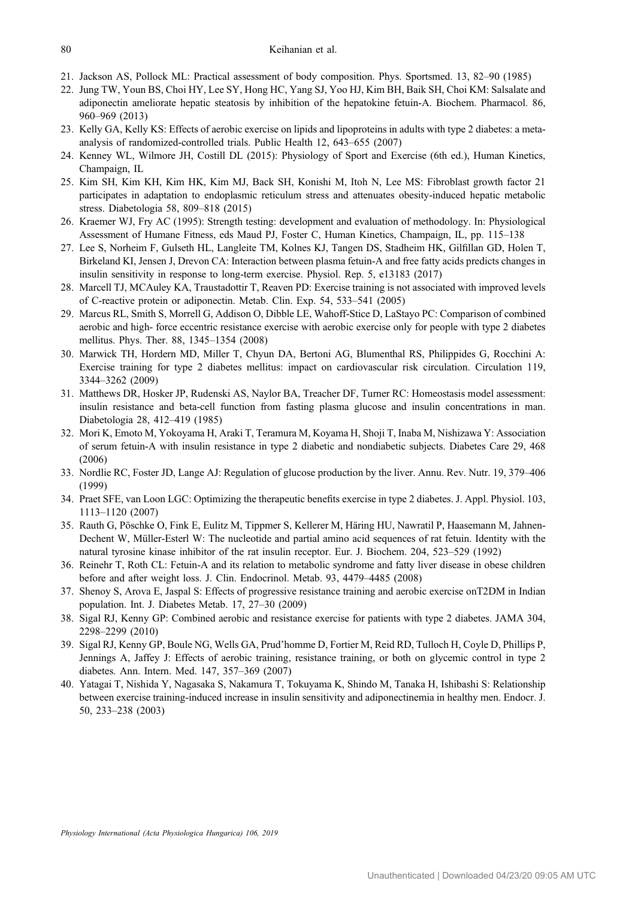21. Jackson AS, Pollock ML: Practical assessment of body composition. Phys. Sportsmed. 13, 82–90 (1985)
22. Jung TW, Youn BS, Choi HY, Lee SY, Hong HC, Yang SJ, Yoo HJ, Kim BH, Baik SH, Choi KM: Salsalate and adiponectin ameliorate hepatic steatosis by inhibition of the hepatokine fetuin-A. Biochem. Pharmacol. 86, 960–969 (2013)
23. Kelly GA, Kelly KS: Effects of aerobic exercise on lipids and lipoproteins in adults with type 2 diabetes: a meta-analysis of randomized-controlled trials. Public Health 12, 643–655 (2007)
24. Kenney WL, Wilmore JH, Costill DL (2015): Physiology of Sport and Exercise (6th ed.), Human Kinetics, Champaign, IL
25. Kim SH, Kim KH, Kim HK, Kim MJ, Back SH, Konishi M, Itoh N, Lee MS: Fibroblast growth factor 21 participates in adaptation to endoplasmic reticulum stress and attenuates obesity-induced hepatic metabolic stress. Diabetologia 58, 809–818 (2015)
26. Kraemer WJ, Fry AC (1995): Strength testing: development and evaluation of methodology. In: Physiological Assessment of Humane Fitness, eds Maud PJ, Foster C, Human Kinetics, Champaign, IL, pp. 115–138
27. Lee S, Norheim F, Gulseth HL, Langleite TM, Kolnes KJ, Tangen DS, Stadheim HK, Gilfillan GD, Holen T, Birkeland KI, Jensen J, Drevon CA: Interaction between plasma fetuin-A and free fatty acids predicts changes in insulin sensitivity in response to long-term exercise. Physiol. Rep. 5, e13183 (2017)
28. Marcell TJ, MCAuley KA, Traustadottir T, Reaven PD: Exercise training is not associated with improved levels of C-reactive protein or adiponectin. Metab. Clin. Exp. 54, 533–541 (2005)
29. Marcus RL, Smith S, Morrell G, Addison O, Dibble LE, Wahoff-Stice D, LaStayo PC: Comparison of combined aerobic and high- force eccentric resistance exercise with aerobic exercise only for people with type 2 diabetes mellitus. Phys. Ther. 88, 1345–1354 (2008)
30. Marwick TH, Hordern MD, Miller T, Chyun DA, Bertoni AG, Blumenthal RS, Philippides G, Rocchini A: Exercise training for type 2 diabetes mellitus: impact on cardiovascular risk circulation. Circulation 119, 3344–3262 (2009)
31. Matthews DR, Hosker JP, Rudenski AS, Naylor BA, Treacher DF, Turner RC: Homeostasis model assessment: insulin resistance and beta-cell function from fasting plasma glucose and insulin concentrations in man. Diabetologia 28, 412–419 (1985)
32. Mori K, Emoto M, Yokoyama H, Araki T, Teramura M, Koyama H, Shoji T, Inaba M, Nishizawa Y: Association of serum fetuin-A with insulin resistance in type 2 diabetic and nondiabetic subjects. Diabetes Care 29, 468 (2006)
33. Nordlie RC, Foster JD, Lange AJ: Regulation of glucose production by the liver. Annu. Rev. Nutr. 19, 379–406 (1999)
34. Praet SFE, van Loon LGC: Optimizing the therapeutic benefits exercise in type 2 diabetes. J. Appl. Physiol. 103, 1113–1120 (2007)
35. Rauth G, Pöschke O, Fink E, Eulitz M, Tippmer S, Kellerer M, Häring HU, Nawratil P, Haasemann M, Jahnen-Dechent W, Müller-Esterl W: The nucleotide and partial amino acid sequences of rat fetuin. Identity with the natural tyrosine kinase inhibitor of the rat insulin receptor. Eur. J. Biochem. 204, 523–529 (1992)
36. Reinehr T, Roth CL: Fetuin-A and its relation to metabolic syndrome and fatty liver disease in obese children before and after weight loss. J. Clin. Endocrinol. Metab. 93, 4479–4485 (2008)
37. Shenoy S, Arova E, Jaspal S: Effects of progressive resistance training and aerobic exercise onT2DM in Indian population. Int. J. Diabetes Metab. 17, 27–30 (2009)
38. Sigal RJ, Kenny GP: Combined aerobic and resistance exercise for patients with type 2 diabetes. JAMA 304, 2298–2299 (2010)
39. Sigal RJ, Kenny GP, Boule NG, Wells GA, Prud'homme D, Fortier M, Reid RD, Tulloch H, Coyle D, Phillips P, Jennings A, Jaffey J: Effects of aerobic training, resistance training, or both on glycemic control in type 2 diabetes. Ann. Intern. Med. 147, 357–369 (2007)
40. Yatagai T, Nishida Y, Nagasaka S, Nakamura T, Tokuyama K, Shindo M, Tanaka H, Ishibashi S: Relationship between exercise training-induced increase in insulin sensitivity and adiponectinemia in healthy men. Endocr. J. 50, 233–238 (2003)